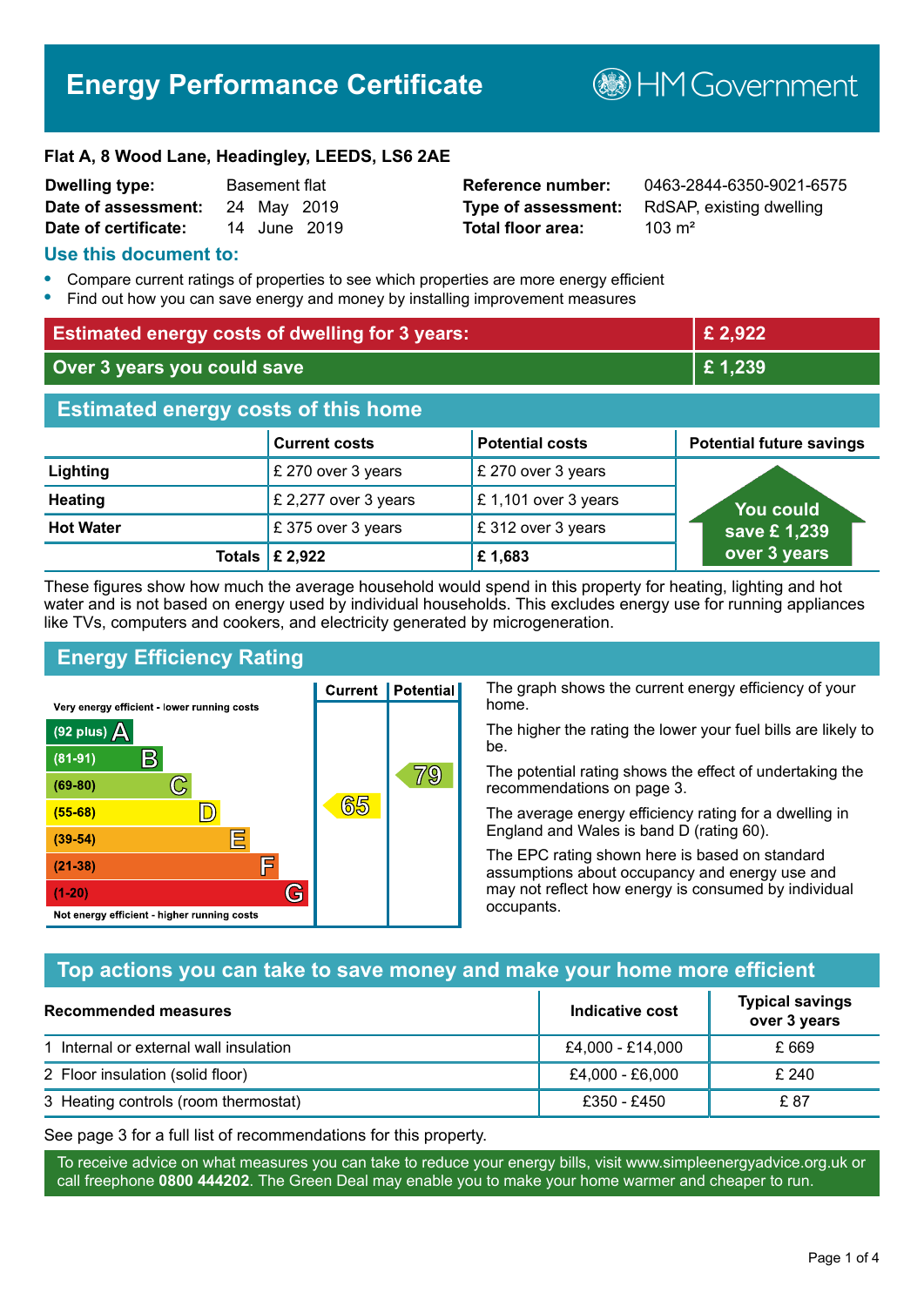# Energy Performance Certificate

HM Government

**Flat A, 8 Wood Lane, Headingley, LEEDS, LS6 2AE**

| | | | |
|---|---|---|---|
| **Dwelling type:** | Basement flat | **Reference number:** | 0463-2844-6350-9021-6575 |
| **Date of assessment:** | 24 May 2019 | **Type of assessment:** | RdSAP, existing dwelling |
| **Date of certificate:** | 14 June 2019 | **Total floor area:** | 103 m² |

## Use this document to:

- Compare current ratings of properties to see which properties are more energy efficient
- Find out how you can save energy and money by installing improvement measures

| | |
|---|---|
| **Estimated energy costs of dwelling for 3 years:** | **£ 2,922** |
| **Over 3 years you could save** | **£ 1,239** |

## Estimated energy costs of this home

| | Current costs | Potential costs | Potential future savings |
|---|---|---|---|
| **Lighting** | £ 270 over 3 years | £ 270 over 3 years | You could save £ 1,239 over 3 years |
| **Heating** | £ 2,277 over 3 years | £ 1,101 over 3 years | |
| **Hot Water** | £ 375 over 3 years | £ 312 over 3 years | |
| **Totals** | **£ 2,922** | **£ 1,683** | |

These figures show how much the average household would spend in this property for heating, lighting and hot water and is not based on energy used by individual households. This excludes energy use for running appliances like TVs, computers and cookers, and electricity generated by microgeneration.

## Energy Efficiency Rating

| Rating | Current | Potential |
|---|---|---|
| Very energy efficient - lower running costs | | |
| (92 plus) A | | |
| (81-91) B | | |
| (69-80) C | | 79 |
| (55-68) D | 65 | |
| (39-54) E | | |
| (21-38) F | | |
| (1-20) G | | |
| Not energy efficient - higher running costs | | |

The graph shows the current energy efficiency of your home.

The higher the rating the lower your fuel bills are likely to be.

The potential rating shows the effect of undertaking the recommendations on page 3.

The average energy efficiency rating for a dwelling in England and Wales is band D (rating 60).

The EPC rating shown here is based on standard assumptions about occupancy and energy use and may not reflect how energy is consumed by individual occupants.

## Top actions you can take to save money and make your home more efficient

| Recommended measures | Indicative cost | Typical savings over 3 years |
|---|---|---|
| 1 Internal or external wall insulation | £4,000 - £14,000 | £ 669 |
| 2 Floor insulation (solid floor) | £4,000 - £6,000 | £ 240 |
| 3 Heating controls (room thermostat) | £350 - £450 | £ 87 |

See page 3 for a full list of recommendations for this property.

To receive advice on what measures you can take to reduce your energy bills, visit www.simpleenergyadvice.org.uk or call freephone **0800 444202**. The Green Deal may enable you to make your home warmer and cheaper to run.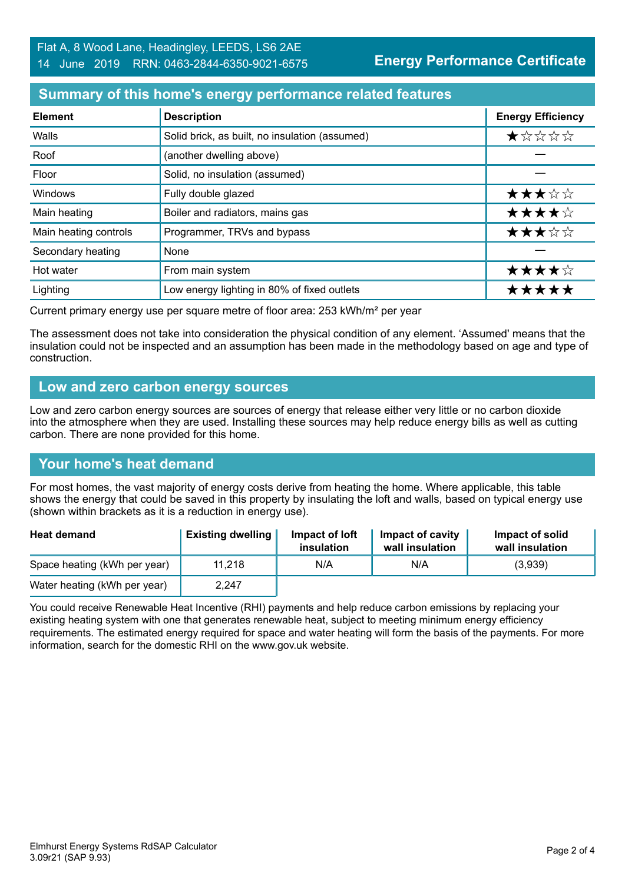Flat A, 8 Wood Lane, Headingley, LEEDS, LS6 2AE
14 June 2019 RRN: 0463-2844-6350-9021-6575

**Energy Performance Certificate**

## Summary of this home's energy performance related features

| Element | Description | Energy Efficiency |
|---|---|---|
| Walls | Solid brick, as built, no insulation (assumed) | ★☆☆☆☆ |
| Roof | (another dwelling above) | — |
| Floor | Solid, no insulation (assumed) | — |
| Windows | Fully double glazed | ★★★☆☆ |
| Main heating | Boiler and radiators, mains gas | ★★★★☆ |
| Main heating controls | Programmer, TRVs and bypass | ★★★☆☆ |
| Secondary heating | None | — |
| Hot water | From main system | ★★★★☆ |
| Lighting | Low energy lighting in 80% of fixed outlets | ★★★★★ |

Current primary energy use per square metre of floor area: 253 kWh/m² per year

The assessment does not take into consideration the physical condition of any element. 'Assumed' means that the insulation could not be inspected and an assumption has been made in the methodology based on age and type of construction.

## Low and zero carbon energy sources

Low and zero carbon energy sources are sources of energy that release either very little or no carbon dioxide into the atmosphere when they are used. Installing these sources may help reduce energy bills as well as cutting carbon. There are none provided for this home.

## Your home's heat demand

For most homes, the vast majority of energy costs derive from heating the home. Where applicable, this table shows the energy that could be saved in this property by insulating the loft and walls, based on typical energy use (shown within brackets as it is a reduction in energy use).

| Heat demand | Existing dwelling | Impact of loft insulation | Impact of cavity wall insulation | Impact of solid wall insulation |
|---|---|---|---|---|
| Space heating (kWh per year) | 11,218 | N/A | N/A | (3,939) |
| Water heating (kWh per year) | 2,247 | | | |

You could receive Renewable Heat Incentive (RHI) payments and help reduce carbon emissions by replacing your existing heating system with one that generates renewable heat, subject to meeting minimum energy efficiency requirements. The estimated energy required for space and water heating will form the basis of the payments. For more information, search for the domestic RHI on the www.gov.uk website.

Elmhurst Energy Systems RdSAP Calculator
3.09r21 (SAP 9.93)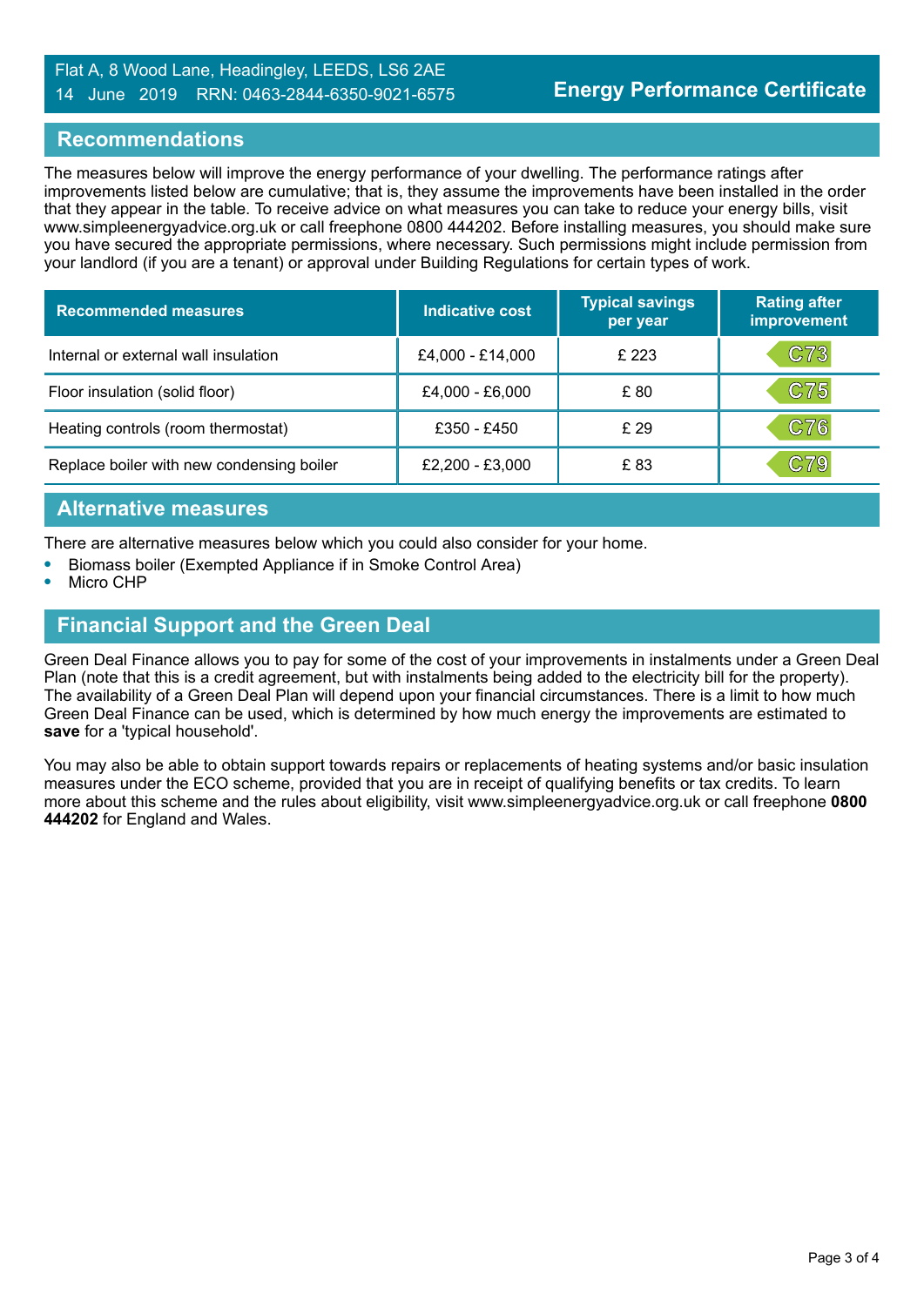## Recommendations

The measures below will improve the energy performance of your dwelling. The performance ratings after improvements listed below are cumulative; that is, they assume the improvements have been installed in the order that they appear in the table. To receive advice on what measures you can take to reduce your energy bills, visit www.simpleenergyadvice.org.uk or call freephone 0800 444202. Before installing measures, you should make sure you have secured the appropriate permissions, where necessary. Such permissions might include permission from your landlord (if you are a tenant) or approval under Building Regulations for certain types of work.

| Recommended measures | Indicative cost | Typical savings per year | Rating after improvement |
|---|---|---|---|
| Internal or external wall insulation | £4,000 - £14,000 | £ 223 | C73 |
| Floor insulation (solid floor) | £4,000 - £6,000 | £ 80 | C75 |
| Heating controls (room thermostat) | £350 - £450 | £ 29 | C76 |
| Replace boiler with new condensing boiler | £2,200 - £3,000 | £ 83 | C79 |

## Alternative measures

There are alternative measures below which you could also consider for your home.

- Biomass boiler (Exempted Appliance if in Smoke Control Area)
- Micro CHP

## Financial Support and the Green Deal

Green Deal Finance allows you to pay for some of the cost of your improvements in instalments under a Green Deal Plan (note that this is a credit agreement, but with instalments being added to the electricity bill for the property). The availability of a Green Deal Plan will depend upon your financial circumstances. There is a limit to how much Green Deal Finance can be used, which is determined by how much energy the improvements are estimated to **save** for a 'typical household'.

You may also be able to obtain support towards repairs or replacements of heating systems and/or basic insulation measures under the ECO scheme, provided that you are in receipt of qualifying benefits or tax credits. To learn more about this scheme and the rules about eligibility, visit www.simpleenergyadvice.org.uk or call freephone **0800 444202** for England and Wales.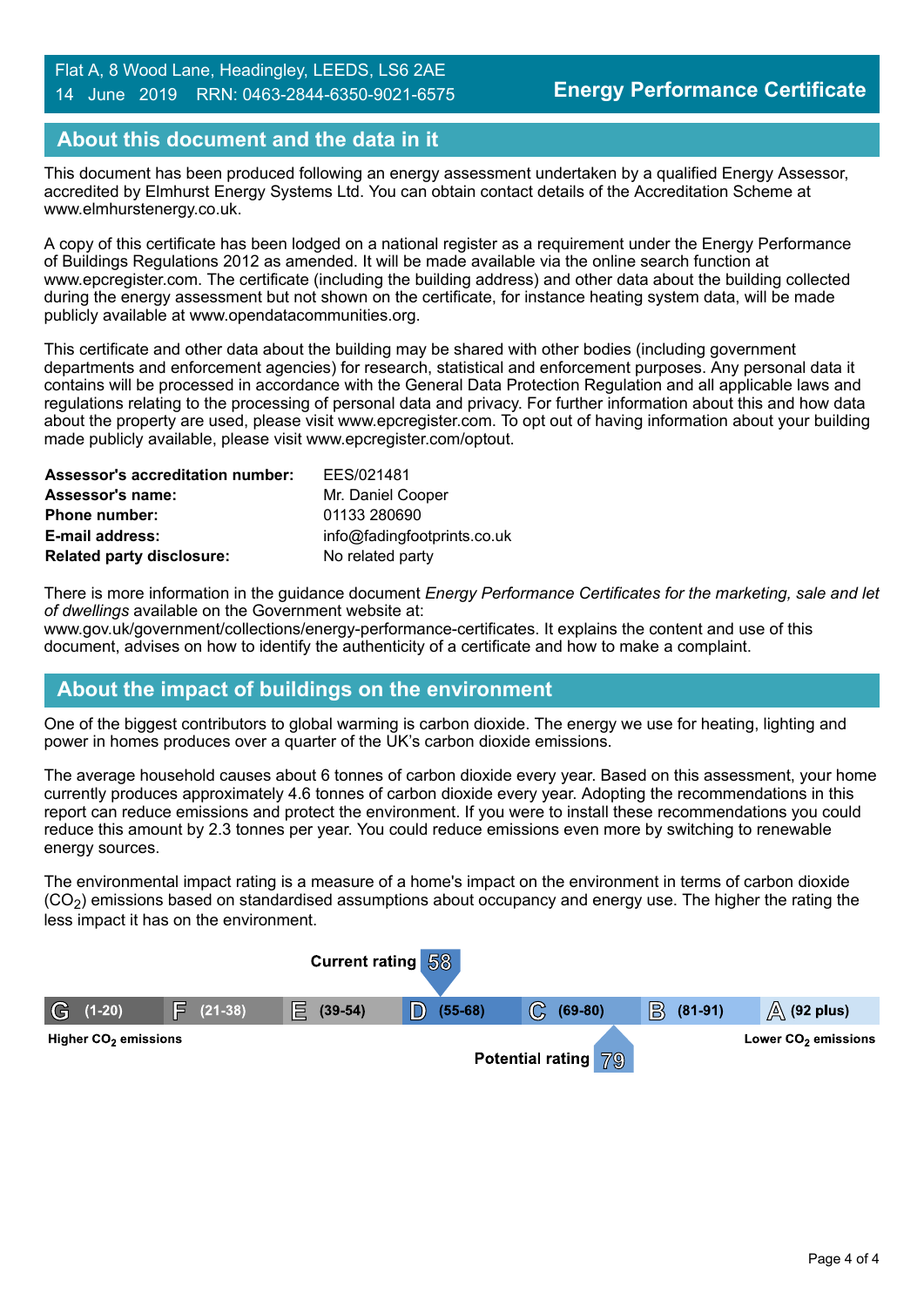Flat A, 8 Wood Lane, Headingley, LEEDS, LS6 2AE
14 June 2019 RRN: 0463-2844-6350-9021-6575

**Energy Performance Certificate**

## About this document and the data in it

This document has been produced following an energy assessment undertaken by a qualified Energy Assessor, accredited by Elmhurst Energy Systems Ltd. You can obtain contact details of the Accreditation Scheme at www.elmhurstenergy.co.uk.

A copy of this certificate has been lodged on a national register as a requirement under the Energy Performance of Buildings Regulations 2012 as amended. It will be made available via the online search function at www.epcregister.com. The certificate (including the building address) and other data about the building collected during the energy assessment but not shown on the certificate, for instance heating system data, will be made publicly available at www.opendatacommunities.org.

This certificate and other data about the building may be shared with other bodies (including government departments and enforcement agencies) for research, statistical and enforcement purposes. Any personal data it contains will be processed in accordance with the General Data Protection Regulation and all applicable laws and regulations relating to the processing of personal data and privacy. For further information about this and how data about the property are used, please visit www.epcregister.com. To opt out of having information about your building made publicly available, please visit www.epcregister.com/optout.

| | |
|---|---|
| **Assessor's accreditation number:** | EES/021481 |
| **Assessor's name:** | Mr. Daniel Cooper |
| **Phone number:** | 01133 280690 |
| **E-mail address:** | info@fadingfootprints.co.uk |
| **Related party disclosure:** | No related party |

There is more information in the guidance document *Energy Performance Certificates for the marketing, sale and let of dwellings* available on the Government website at: www.gov.uk/government/collections/energy-performance-certificates. It explains the content and use of this document, advises on how to identify the authenticity of a certificate and how to make a complaint.

## About the impact of buildings on the environment

One of the biggest contributors to global warming is carbon dioxide. The energy we use for heating, lighting and power in homes produces over a quarter of the UK's carbon dioxide emissions.

The average household causes about 6 tonnes of carbon dioxide every year. Based on this assessment, your home currently produces approximately 4.6 tonnes of carbon dioxide every year. Adopting the recommendations in this report can reduce emissions and protect the environment. If you were to install these recommendations you could reduce this amount by 2.3 tonnes per year. You could reduce emissions even more by switching to renewable energy sources.

The environmental impact rating is a measure of a home's impact on the environment in terms of carbon dioxide ($CO_2$) emissions based on standardised assumptions about occupancy and energy use. The higher the rating the less impact it has on the environment.

Current rating 58

G (1-20) F (21-38) E (39-54) D (55-68) C (69-80) B (81-91) A (92 plus)

Higher $CO_2$ emissions

Lower $CO_2$ emissions

Potential rating 79